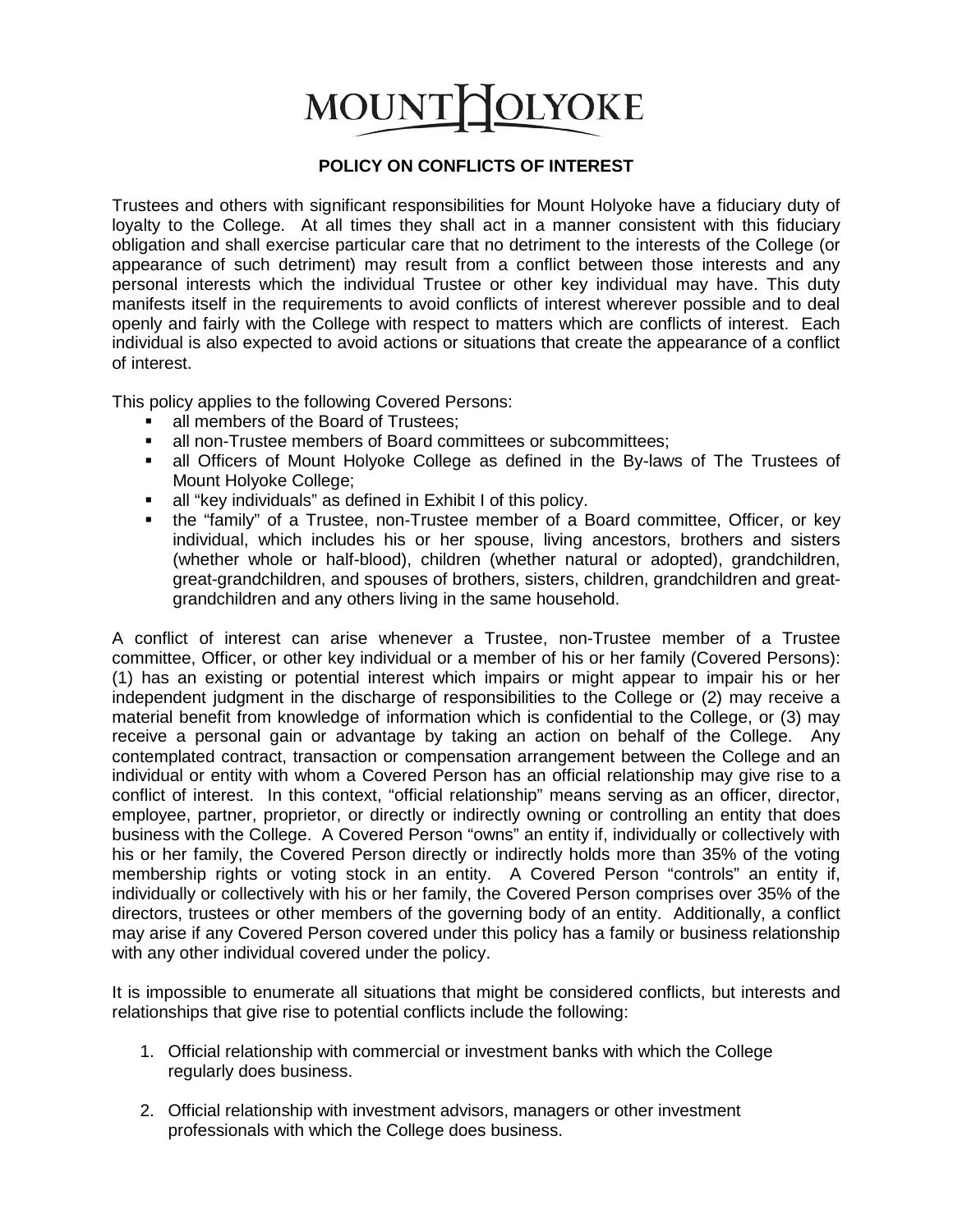# MOUNT HOLYOKE

## POLICY ON CONFLICTS OF INTEREST

Trustees and others with significant responsibilities for Mount Holyoke have a fiduciary duty of loyalty to the College. At all times they shall act in a manner consistent with this fiduciary obligation and shall exercise particular care that no detriment to the interests of the College (or appearance of such detriment) may result from a conflict between those interests and any personal interests which the individual Trustee or other key individual may have. This duty manifests itself in the requirements to avoid conflicts of interest wherever possible and to deal openly and fairly with the College with respect to matters which are conflicts of interest. Each individual is also expected to avoid actions or situations that create the appearance of a conflict of interest.

This policy applies to the following Covered Persons:

- all members of the Board of Trustees;
- all non-Trustee members of Board committees or subcommittees;
- all Officers of Mount Holyoke College as defined in the By-laws of The Trustees of Mount Holyoke College;
- all "key individuals" as defined in Exhibit I of this policy.
- the "family" of a Trustee, non-Trustee member of a Board committee, Officer, or key individual, which includes his or her spouse, living ancestors, brothers and sisters (whether whole or half-blood), children (whether natural or adopted), grandchildren, great-grandchildren, and spouses of brothers, sisters, children, grandchildren and great-grandchildren and any others living in the same household.

A conflict of interest can arise whenever a Trustee, non-Trustee member of a Trustee committee, Officer, or other key individual or a member of his or her family (Covered Persons): (1) has an existing or potential interest which impairs or might appear to impair his or her independent judgment in the discharge of responsibilities to the College or (2) may receive a material benefit from knowledge of information which is confidential to the College, or (3) may receive a personal gain or advantage by taking an action on behalf of the College. Any contemplated contract, transaction or compensation arrangement between the College and an individual or entity with whom a Covered Person has an official relationship may give rise to a conflict of interest. In this context, "official relationship" means serving as an officer, director, employee, partner, proprietor, or directly or indirectly owning or controlling an entity that does business with the College. A Covered Person "owns" an entity if, individually or collectively with his or her family, the Covered Person directly or indirectly holds more than 35% of the voting membership rights or voting stock in an entity. A Covered Person "controls" an entity if, individually or collectively with his or her family, the Covered Person comprises over 35% of the directors, trustees or other members of the governing body of an entity. Additionally, a conflict may arise if any Covered Person covered under this policy has a family or business relationship with any other individual covered under the policy.

It is impossible to enumerate all situations that might be considered conflicts, but interests and relationships that give rise to potential conflicts include the following:

1. Official relationship with commercial or investment banks with which the College regularly does business.

2. Official relationship with investment advisors, managers or other investment professionals with which the College does business.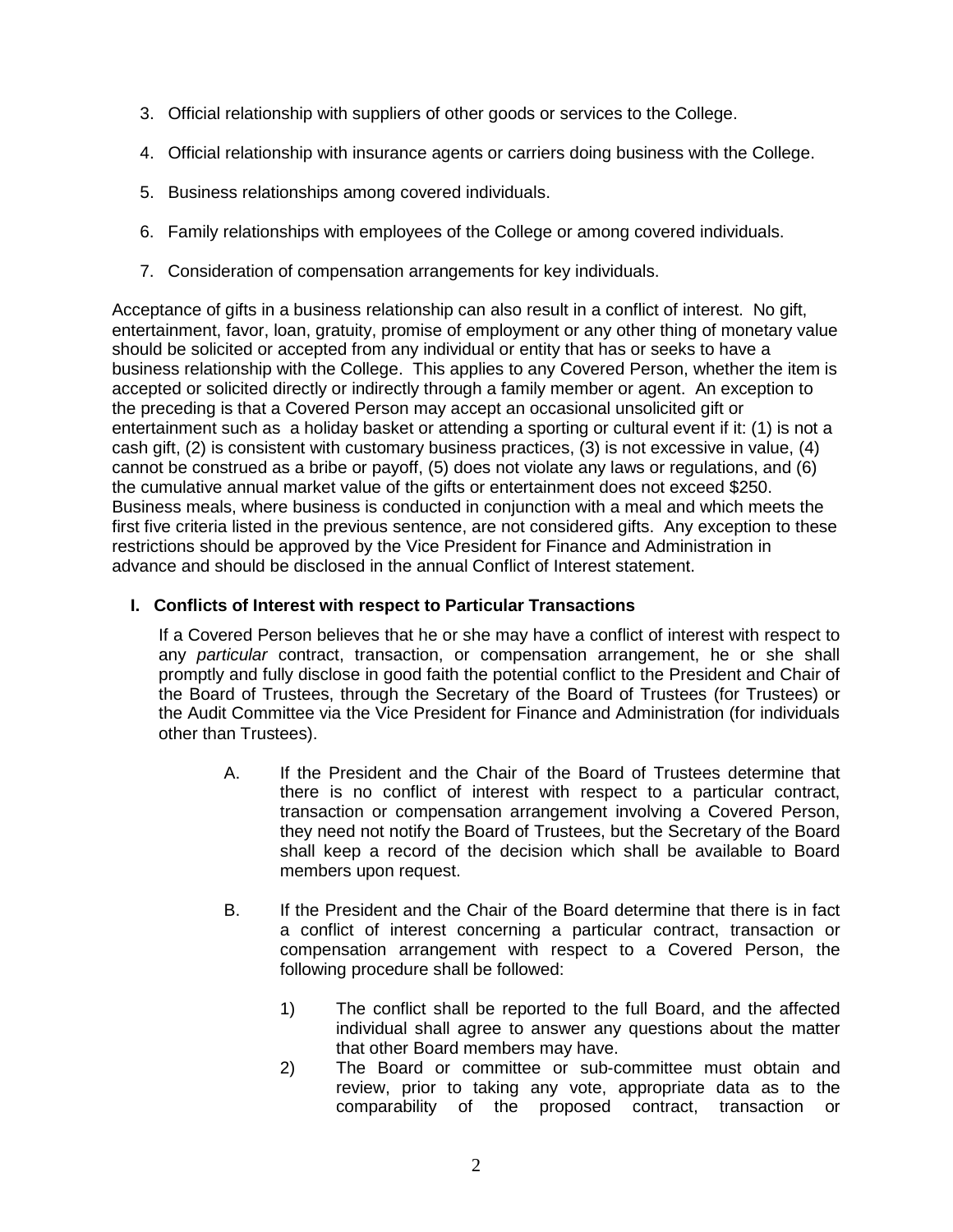3. Official relationship with suppliers of other goods or services to the College.
4. Official relationship with insurance agents or carriers doing business with the College.
5. Business relationships among covered individuals.
6. Family relationships with employees of the College or among covered individuals.
7. Consideration of compensation arrangements for key individuals.

Acceptance of gifts in a business relationship can also result in a conflict of interest. No gift, entertainment, favor, loan, gratuity, promise of employment or any other thing of monetary value should be solicited or accepted from any individual or entity that has or seeks to have a business relationship with the College. This applies to any Covered Person, whether the item is accepted or solicited directly or indirectly through a family member or agent. An exception to the preceding is that a Covered Person may accept an occasional unsolicited gift or entertainment such as a holiday basket or attending a sporting or cultural event if it: (1) is not a cash gift, (2) is consistent with customary business practices, (3) is not excessive in value, (4) cannot be construed as a bribe or payoff, (5) does not violate any laws or regulations, and (6) the cumulative annual market value of the gifts or entertainment does not exceed $250. Business meals, where business is conducted in conjunction with a meal and which meets the first five criteria listed in the previous sentence, are not considered gifts. Any exception to these restrictions should be approved by the Vice President for Finance and Administration in advance and should be disclosed in the annual Conflict of Interest statement.

## I. Conflicts of Interest with respect to Particular Transactions

If a Covered Person believes that he or she may have a conflict of interest with respect to any *particular* contract, transaction, or compensation arrangement, he or she shall promptly and fully disclose in good faith the potential conflict to the President and Chair of the Board of Trustees, through the Secretary of the Board of Trustees (for Trustees) or the Audit Committee via the Vice President for Finance and Administration (for individuals other than Trustees).

A. If the President and the Chair of the Board of Trustees determine that there is no conflict of interest with respect to a particular contract, transaction or compensation arrangement involving a Covered Person, they need not notify the Board of Trustees, but the Secretary of the Board shall keep a record of the decision which shall be available to Board members upon request.

B. If the President and the Chair of the Board determine that there is in fact a conflict of interest concerning a particular contract, transaction or compensation arrangement with respect to a Covered Person, the following procedure shall be followed:

1) The conflict shall be reported to the full Board, and the affected individual shall agree to answer any questions about the matter that other Board members may have.
2) The Board or committee or sub-committee must obtain and review, prior to taking any vote, appropriate data as to the comparability of the proposed contract, transaction or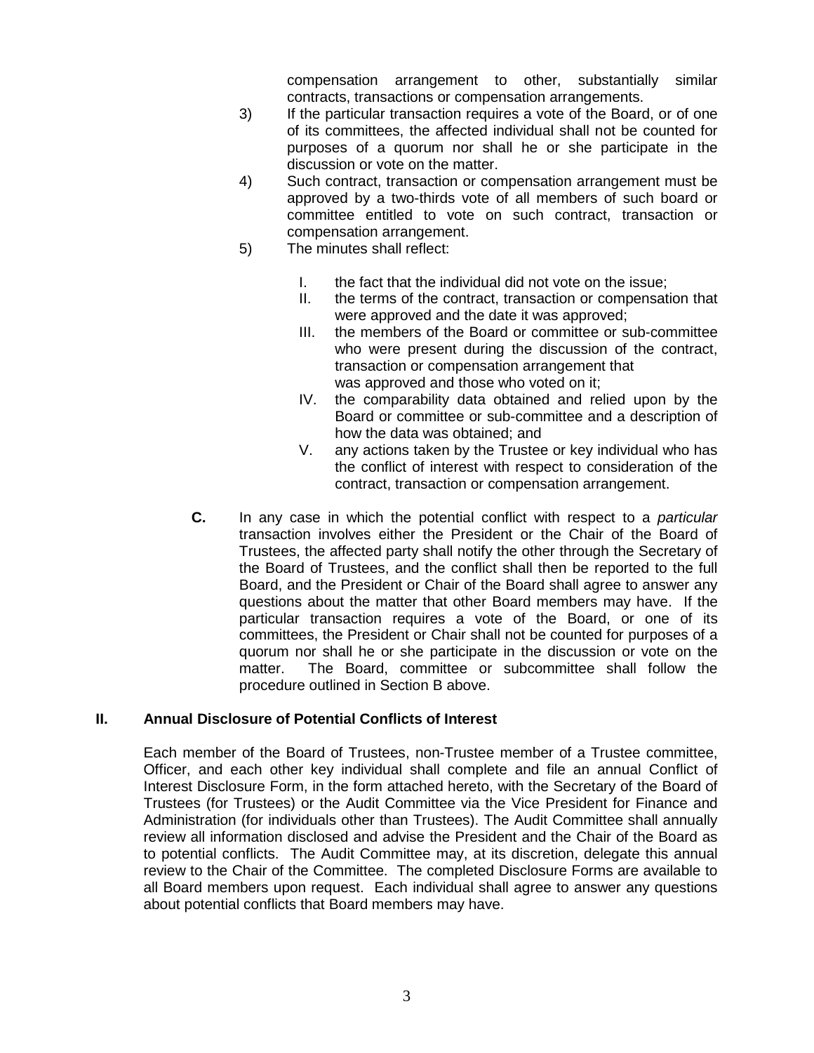compensation arrangement to other, substantially similar contracts, transactions or compensation arrangements.

3) If the particular transaction requires a vote of the Board, or of one of its committees, the affected individual shall not be counted for purposes of a quorum nor shall he or she participate in the discussion or vote on the matter.

4) Such contract, transaction or compensation arrangement must be approved by a two-thirds vote of all members of such board or committee entitled to vote on such contract, transaction or compensation arrangement.

5) The minutes shall reflect:

   I. the fact that the individual did not vote on the issue;
   II. the terms of the contract, transaction or compensation that were approved and the date it was approved;
   III. the members of the Board or committee or sub-committee who were present during the discussion of the contract, transaction or compensation arrangement that was approved and those who voted on it;
   IV. the comparability data obtained and relied upon by the Board or committee or sub-committee and a description of how the data was obtained; and
   V. any actions taken by the Trustee or key individual who has the conflict of interest with respect to consideration of the contract, transaction or compensation arrangement.

**C.** In any case in which the potential conflict with respect to a *particular* transaction involves either the President or the Chair of the Board of Trustees, the affected party shall notify the other through the Secretary of the Board of Trustees, and the conflict shall then be reported to the full Board, and the President or Chair of the Board shall agree to answer any questions about the matter that other Board members may have. If the particular transaction requires a vote of the Board, or one of its committees, the President or Chair shall not be counted for purposes of a quorum nor shall he or she participate in the discussion or vote on the matter. The Board, committee or subcommittee shall follow the procedure outlined in Section B above.

## II. Annual Disclosure of Potential Conflicts of Interest

Each member of the Board of Trustees, non-Trustee member of a Trustee committee, Officer, and each other key individual shall complete and file an annual Conflict of Interest Disclosure Form, in the form attached hereto, with the Secretary of the Board of Trustees (for Trustees) or the Audit Committee via the Vice President for Finance and Administration (for individuals other than Trustees). The Audit Committee shall annually review all information disclosed and advise the President and the Chair of the Board as to potential conflicts. The Audit Committee may, at its discretion, delegate this annual review to the Chair of the Committee. The completed Disclosure Forms are available to all Board members upon request. Each individual shall agree to answer any questions about potential conflicts that Board members may have.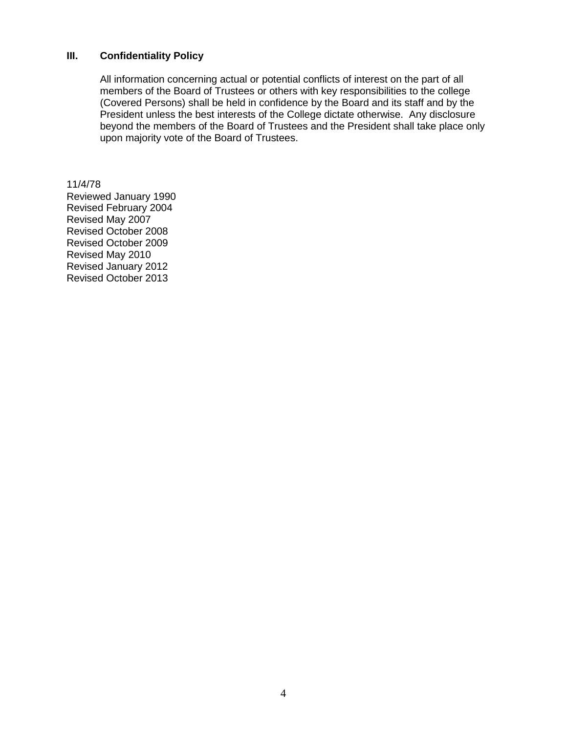## III. Confidentiality Policy

All information concerning actual or potential conflicts of interest on the part of all members of the Board of Trustees or others with key responsibilities to the college (Covered Persons) shall be held in confidence by the Board and its staff and by the President unless the best interests of the College dictate otherwise. Any disclosure beyond the members of the Board of Trustees and the President shall take place only upon majority vote of the Board of Trustees.

11/4/78
Reviewed January 1990
Revised February 2004
Revised May 2007
Revised October 2008
Revised October 2009
Revised May 2010
Revised January 2012
Revised October 2013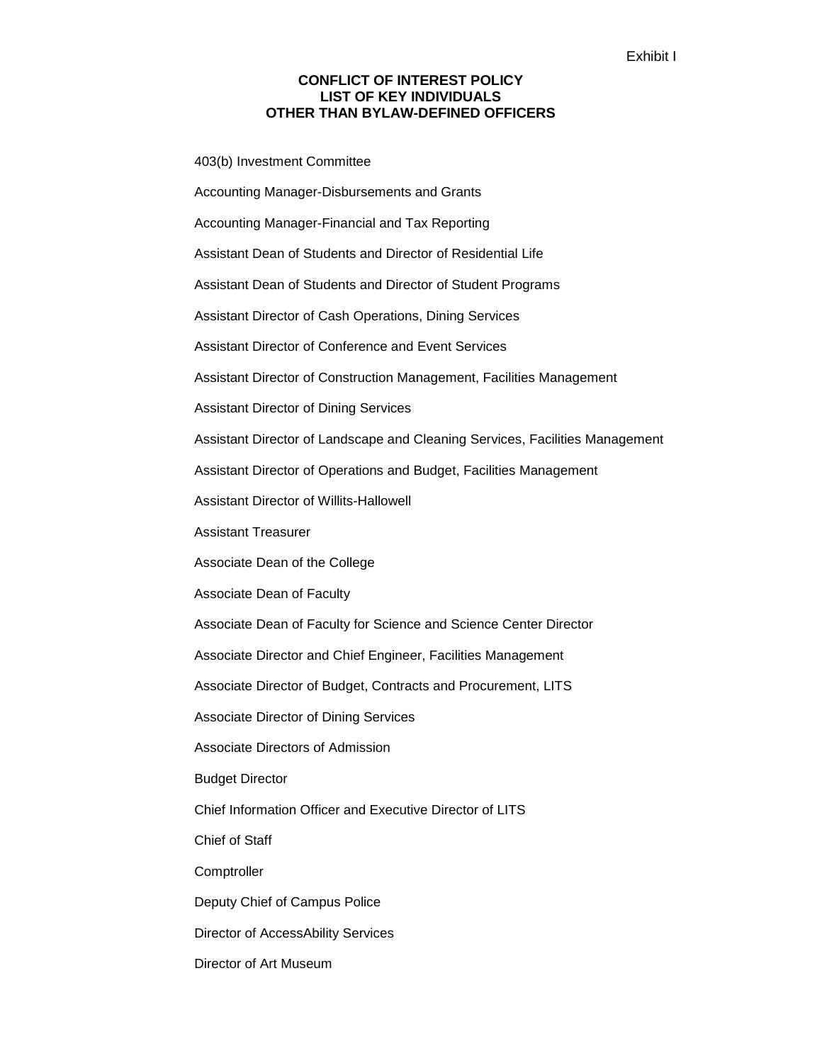Exhibit I

**CONFLICT OF INTEREST POLICY**
**LIST OF KEY INDIVIDUALS**
**OTHER THAN BYLAW-DEFINED OFFICERS**

403(b) Investment Committee

Accounting Manager-Disbursements and Grants

Accounting Manager-Financial and Tax Reporting

Assistant Dean of Students and Director of Residential Life

Assistant Dean of Students and Director of Student Programs

Assistant Director of Cash Operations, Dining Services

Assistant Director of Conference and Event Services

Assistant Director of Construction Management, Facilities Management

Assistant Director of Dining Services

Assistant Director of Landscape and Cleaning Services, Facilities Management

Assistant Director of Operations and Budget, Facilities Management

Assistant Director of Willits-Hallowell

Assistant Treasurer

Associate Dean of the College

Associate Dean of Faculty

Associate Dean of Faculty for Science and Science Center Director

Associate Director and Chief Engineer, Facilities Management

Associate Director of Budget, Contracts and Procurement, LITS

Associate Director of Dining Services

Associate Directors of Admission

Budget Director

Chief Information Officer and Executive Director of LITS

Chief of Staff

Comptroller

Deputy Chief of Campus Police

Director of AccessAbility Services

Director of Art Museum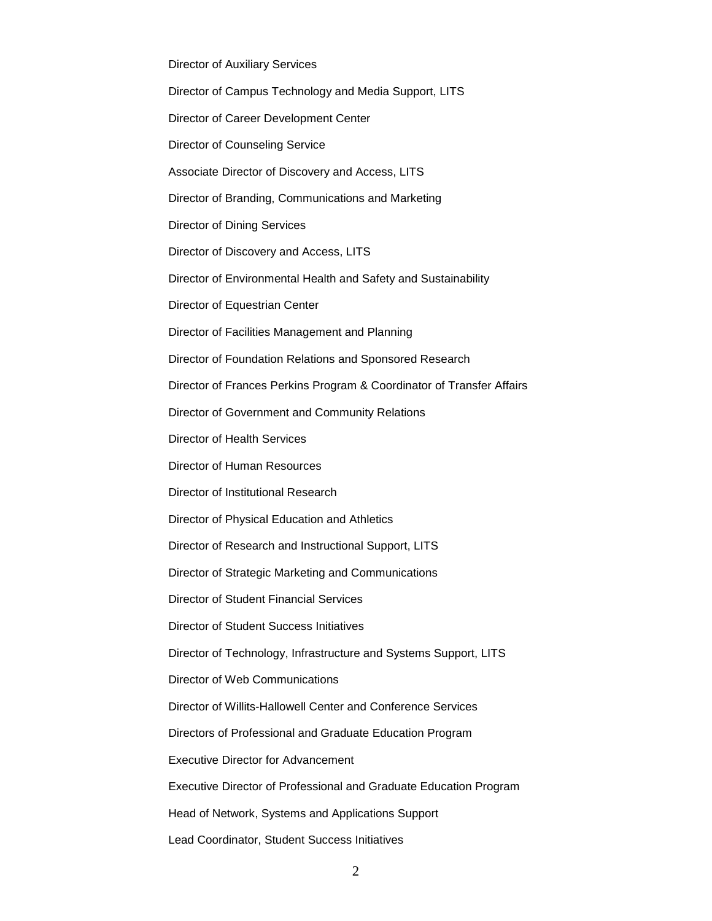Director of Auxiliary Services

Director of Campus Technology and Media Support, LITS

Director of Career Development Center

Director of Counseling Service

Associate Director of Discovery and Access, LITS

Director of Branding, Communications and Marketing

Director of Dining Services

Director of Discovery and Access, LITS

Director of Environmental Health and Safety and Sustainability

Director of Equestrian Center

Director of Facilities Management and Planning

Director of Foundation Relations and Sponsored Research

Director of Frances Perkins Program & Coordinator of Transfer Affairs

Director of Government and Community Relations

Director of Health Services

Director of Human Resources

Director of Institutional Research

Director of Physical Education and Athletics

Director of Research and Instructional Support, LITS

Director of Strategic Marketing and Communications

Director of Student Financial Services

Director of Student Success Initiatives

Director of Technology, Infrastructure and Systems Support, LITS

Director of Web Communications

Director of Willits-Hallowell Center and Conference Services

Directors of Professional and Graduate Education Program

Executive Director for Advancement

Executive Director of Professional and Graduate Education Program

Head of Network, Systems and Applications Support

Lead Coordinator, Student Success Initiatives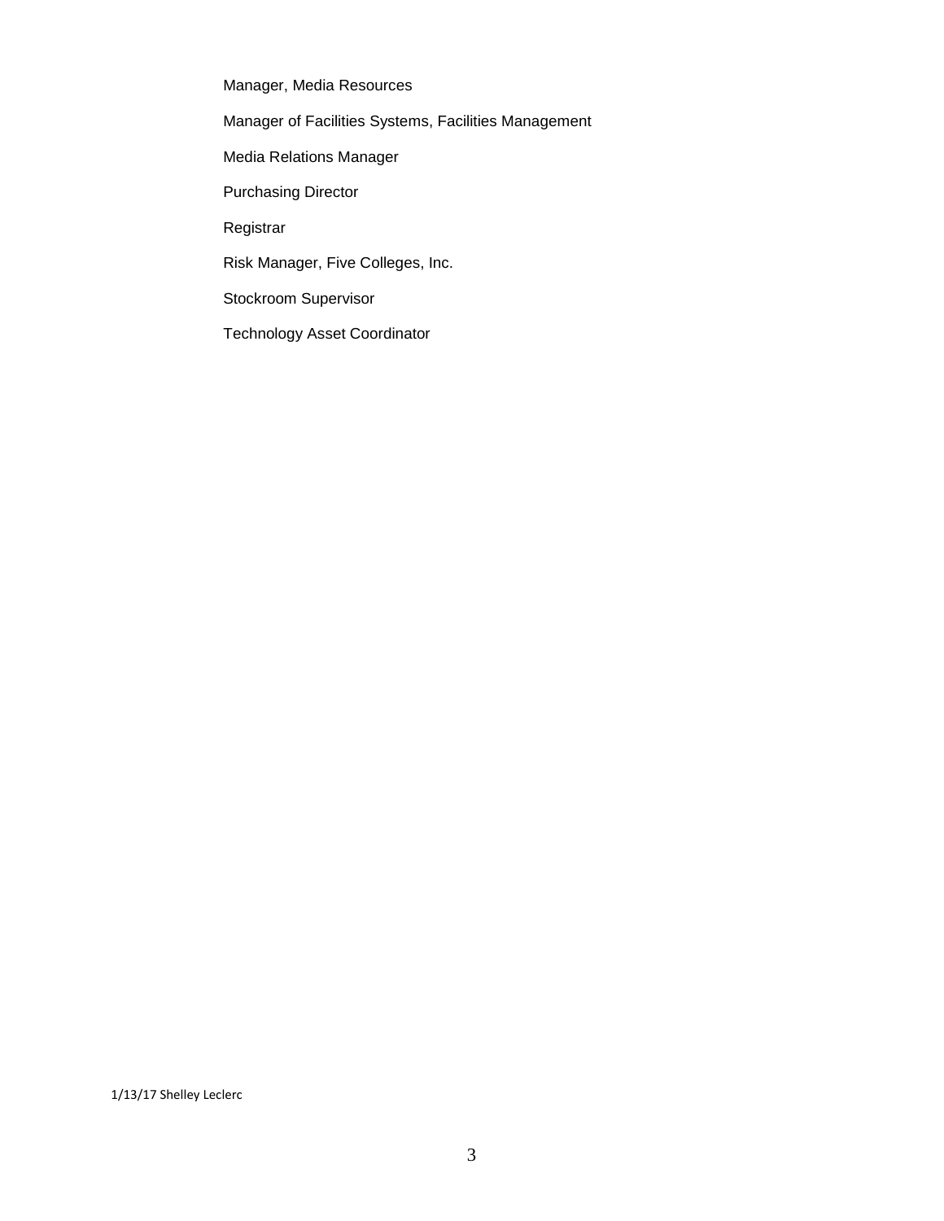Manager, Media Resources

Manager of Facilities Systems, Facilities Management

Media Relations Manager

Purchasing Director

Registrar

Risk Manager, Five Colleges, Inc.

Stockroom Supervisor

Technology Asset Coordinator

1/13/17 Shelley Leclerc